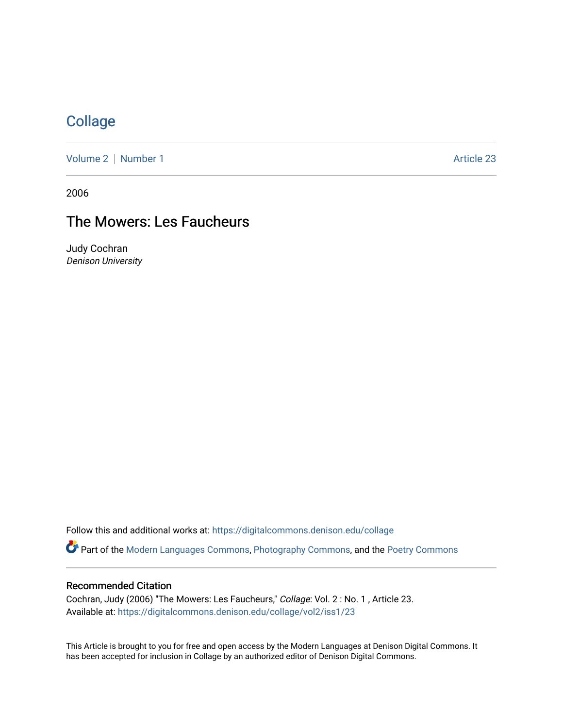# Collage

Volume 2 | Number 1 Article 23

2006

## The Mowers: Les Faucheurs

Judy Cochran
*Denison University*

Follow this and additional works at: https://digitalcommons.denison.edu/collage

Part of the Modern Languages Commons, Photography Commons, and the Poetry Commons

### Recommended Citation

Cochran, Judy (2006) "The Mowers: Les Faucheurs," *Collage*: Vol. 2 : No. 1 , Article 23.
Available at: https://digitalcommons.denison.edu/collage/vol2/iss1/23

This Article is brought to you for free and open access by the Modern Languages at Denison Digital Commons. It has been accepted for inclusion in Collage by an authorized editor of Denison Digital Commons.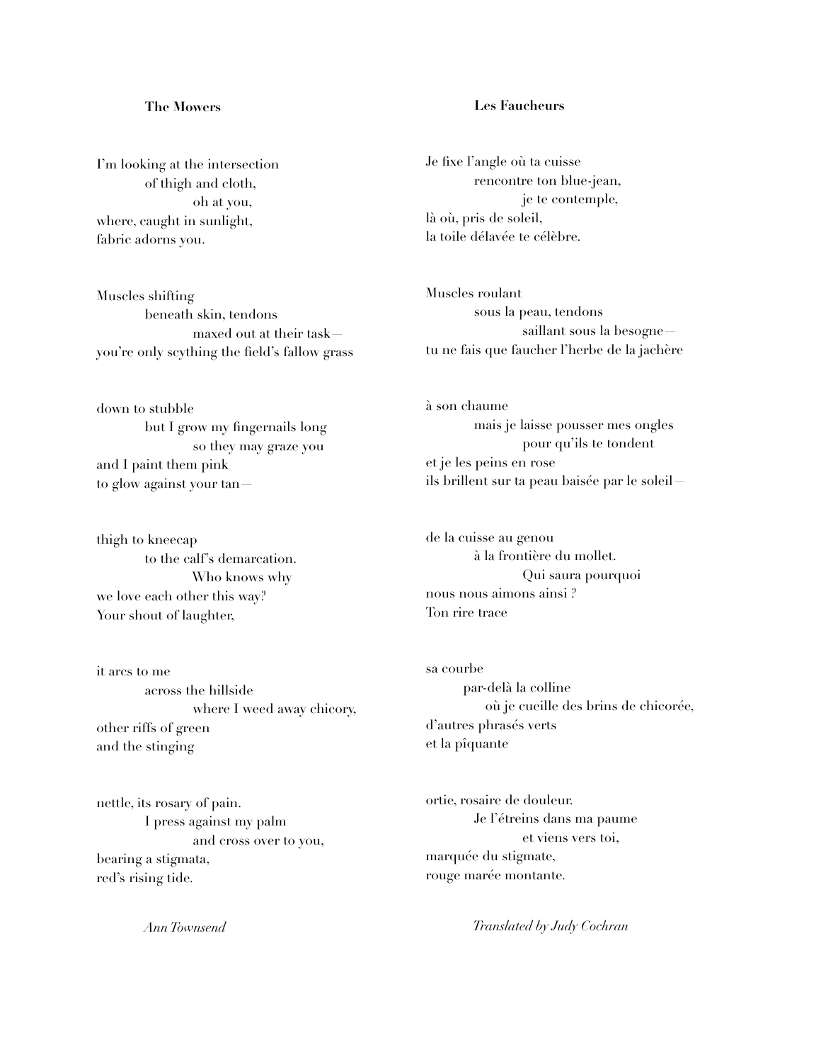**The Mowers**

I'm looking at the intersection
&emsp;&emsp;&emsp;of thigh and cloth,
&emsp;&emsp;&emsp;&emsp;&emsp;&emsp;oh at you,
where, caught in sunlight,
fabric adorns you.

Muscles shifting
&emsp;&emsp;&emsp;beneath skin, tendons
&emsp;&emsp;&emsp;&emsp;&emsp;&emsp;maxed out at their task—
you're only scything the field's fallow grass

down to stubble
&emsp;&emsp;&emsp;but I grow my fingernails long
&emsp;&emsp;&emsp;&emsp;&emsp;&emsp;so they may graze you
and I paint them pink
to glow against your tan—

thigh to kneecap
&emsp;&emsp;&emsp;to the calf's demarcation.
&emsp;&emsp;&emsp;&emsp;&emsp;&emsp;Who knows why
we love each other this way?
Your shout of laughter,

it arcs to me
&emsp;&emsp;&emsp;across the hillside
&emsp;&emsp;&emsp;&emsp;&emsp;&emsp;where I weed away chicory,
other riffs of green
and the stinging

nettle, its rosary of pain.
&emsp;&emsp;&emsp;I press against my palm
&emsp;&emsp;&emsp;&emsp;&emsp;&emsp;and cross over to you,
bearing a stigmata,
red's rising tide.

*Ann Townsend*

**Les Faucheurs**

Je fixe l'angle où ta cuisse
&emsp;&emsp;&emsp;rencontre ton blue-jean,
&emsp;&emsp;&emsp;&emsp;&emsp;&emsp;je te contemple,
là où, pris de soleil,
la toile délavée te célèbre.

Muscles roulant
&emsp;&emsp;&emsp;sous la peau, tendons
&emsp;&emsp;&emsp;&emsp;&emsp;&emsp;saillant sous la besogne—
tu ne fais que faucher l'herbe de la jachère

à son chaume
&emsp;&emsp;&emsp;mais je laisse pousser mes ongles
&emsp;&emsp;&emsp;&emsp;&emsp;&emsp;pour qu'ils te tondent
et je les peins en rose
ils brillent sur ta peau baisée par le soleil—

de la cuisse au genou
&emsp;&emsp;&emsp;à la frontière du mollet.
&emsp;&emsp;&emsp;&emsp;&emsp;&emsp;Qui saura pourquoi
nous nous aimons ainsi ?
Ton rire trace

sa courbe
&emsp;&emsp;&emsp;par-delà la colline
&emsp;&emsp;&emsp;&emsp;&emsp;où je cueille des brins de chicorée,
d'autres phrasés verts
et la pîquante

ortie, rosaire de douleur.
&emsp;&emsp;&emsp;Je l'étreins dans ma paume
&emsp;&emsp;&emsp;&emsp;&emsp;&emsp;et viens vers toi,
marquée du stigmate,
rouge marée montante.

*Translated by Judy Cochran*